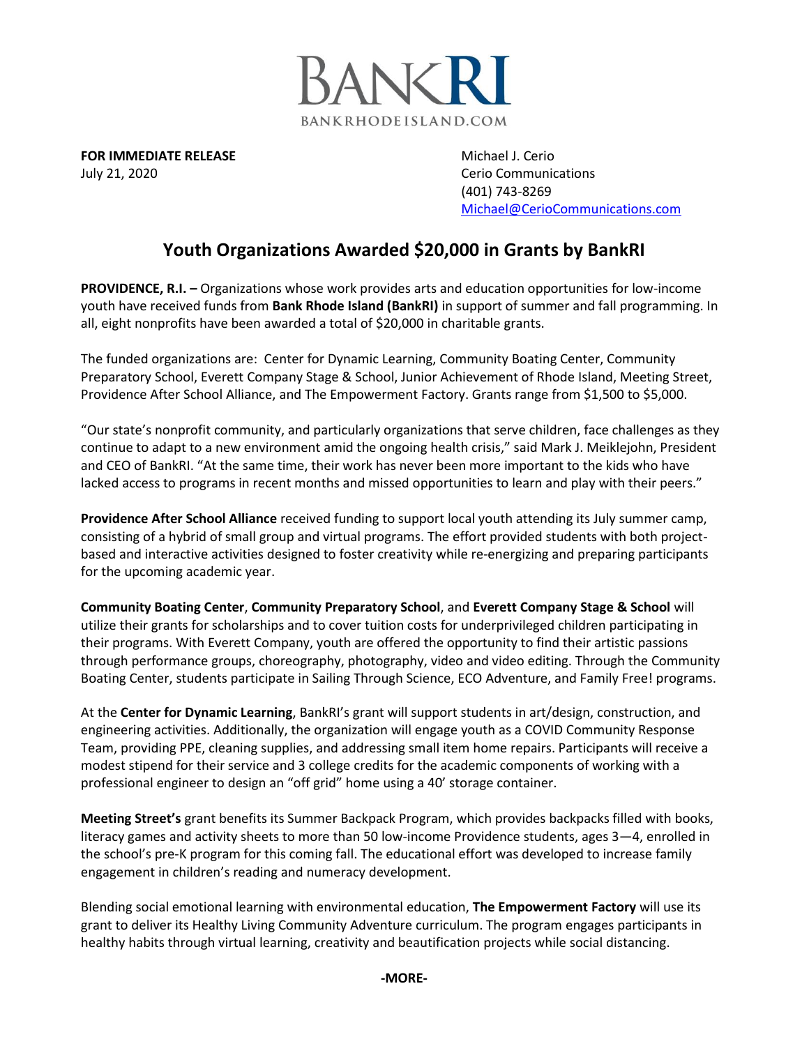BANKRI

BANKRHODEISLAND.COM

**FOR IMMEDIATE RELEASE**
July 21, 2020

Michael J. Cerio
Cerio Communications
(401) 743-8269
Michael@CerioCommunications.com

# Youth Organizations Awarded $20,000 in Grants by BankRI

**PROVIDENCE, R.I. –** Organizations whose work provides arts and education opportunities for low-income youth have received funds from **Bank Rhode Island (BankRI)** in support of summer and fall programming. In all, eight nonprofits have been awarded a total of $20,000 in charitable grants.

The funded organizations are: Center for Dynamic Learning, Community Boating Center, Community Preparatory School, Everett Company Stage & School, Junior Achievement of Rhode Island, Meeting Street, Providence After School Alliance, and The Empowerment Factory. Grants range from $1,500 to $5,000.

"Our state's nonprofit community, and particularly organizations that serve children, face challenges as they continue to adapt to a new environment amid the ongoing health crisis," said Mark J. Meiklejohn, President and CEO of BankRI. "At the same time, their work has never been more important to the kids who have lacked access to programs in recent months and missed opportunities to learn and play with their peers."

**Providence After School Alliance** received funding to support local youth attending its July summer camp, consisting of a hybrid of small group and virtual programs. The effort provided students with both project-based and interactive activities designed to foster creativity while re-energizing and preparing participants for the upcoming academic year.

**Community Boating Center**, **Community Preparatory School**, and **Everett Company Stage & School** will utilize their grants for scholarships and to cover tuition costs for underprivileged children participating in their programs. With Everett Company, youth are offered the opportunity to find their artistic passions through performance groups, choreography, photography, video and video editing. Through the Community Boating Center, students participate in Sailing Through Science, ECO Adventure, and Family Free! programs.

At the **Center for Dynamic Learning**, BankRI's grant will support students in art/design, construction, and engineering activities. Additionally, the organization will engage youth as a COVID Community Response Team, providing PPE, cleaning supplies, and addressing small item home repairs. Participants will receive a modest stipend for their service and 3 college credits for the academic components of working with a professional engineer to design an "off grid" home using a 40' storage container.

**Meeting Street's** grant benefits its Summer Backpack Program, which provides backpacks filled with books, literacy games and activity sheets to more than 50 low-income Providence students, ages 3—4, enrolled in the school's pre-K program for this coming fall. The educational effort was developed to increase family engagement in children's reading and numeracy development.

Blending social emotional learning with environmental education, **The Empowerment Factory** will use its grant to deliver its Healthy Living Community Adventure curriculum. The program engages participants in healthy habits through virtual learning, creativity and beautification projects while social distancing.

**-MORE-**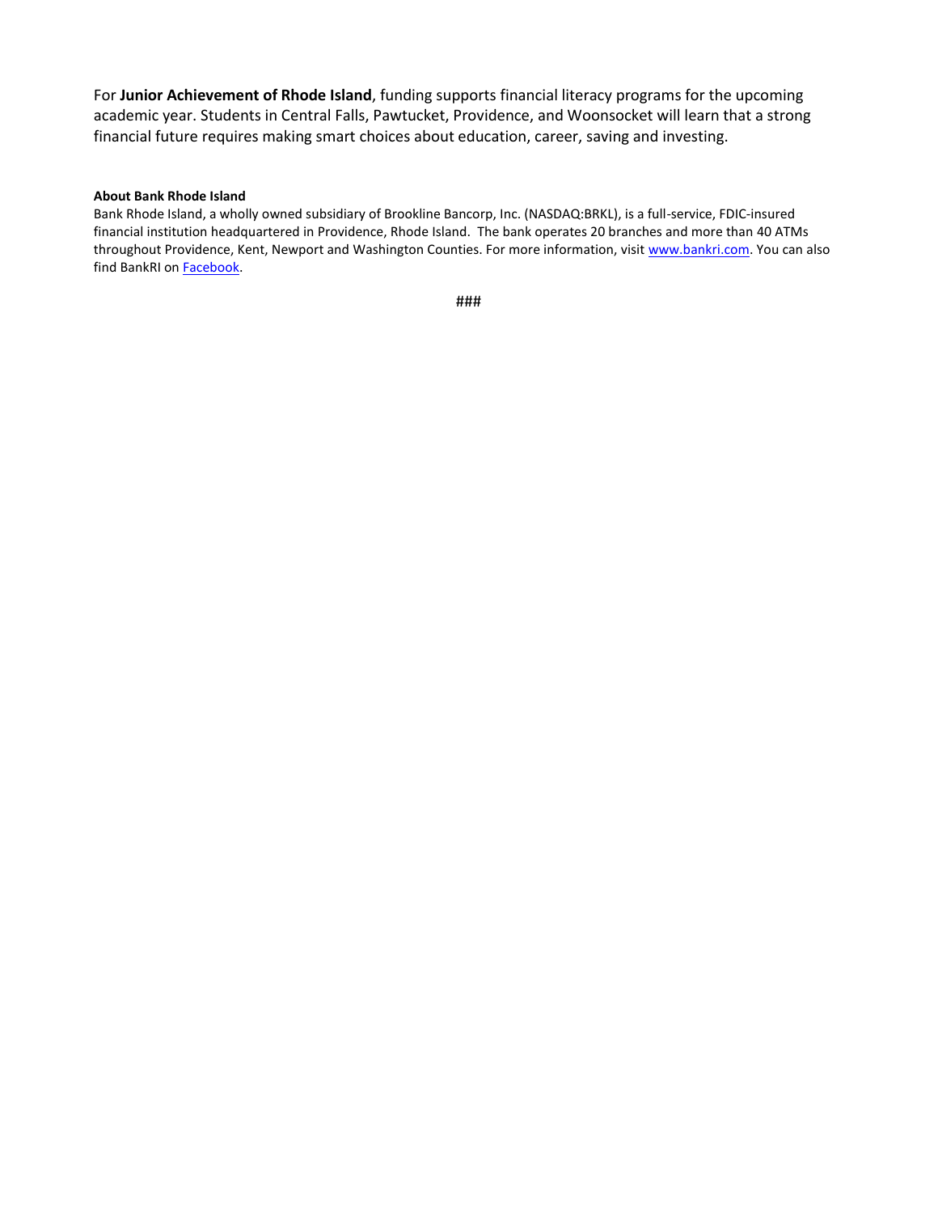For **Junior Achievement of Rhode Island**, funding supports financial literacy programs for the upcoming academic year. Students in Central Falls, Pawtucket, Providence, and Woonsocket will learn that a strong financial future requires making smart choices about education, career, saving and investing.

**About Bank Rhode Island**

Bank Rhode Island, a wholly owned subsidiary of Brookline Bancorp, Inc. (NASDAQ:BRKL), is a full-service, FDIC-insured financial institution headquartered in Providence, Rhode Island. The bank operates 20 branches and more than 40 ATMs throughout Providence, Kent, Newport and Washington Counties. For more information, visit www.bankri.com. You can also find BankRI on Facebook.

###